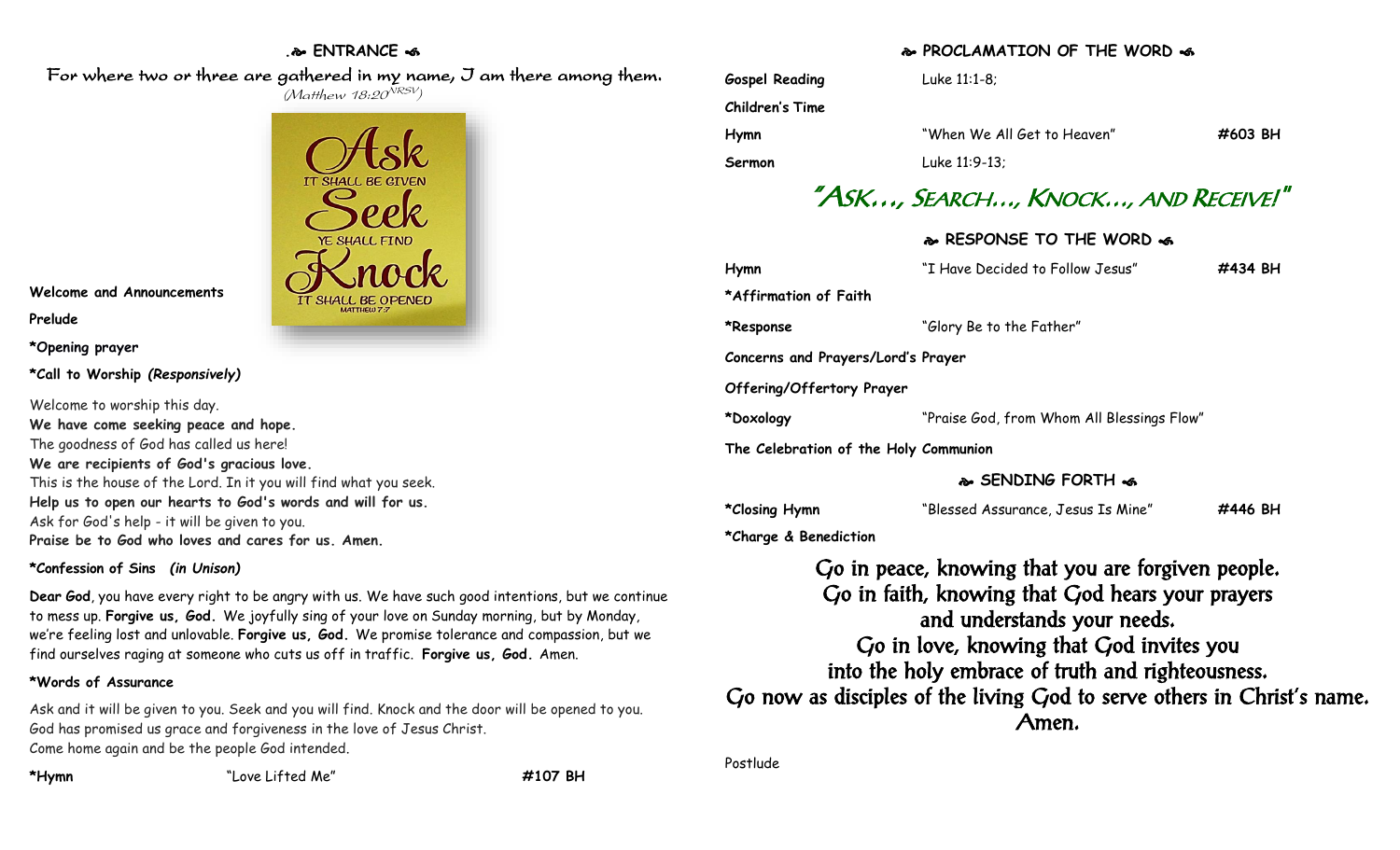## ENTRANCE

*For where two or three are gathered in my name, I am there among them.*
*(Matthew 18:20 NRSV)*

**Welcome and Announcements**

**Prelude**

**\*Opening prayer**

**\*Call to Worship** ***(Responsively)***

Welcome to worship this day.
**We have come seeking peace and hope.**
The goodness of God has called us here!
**We are recipients of God's gracious love.**
This is the house of the Lord. In it you will find what you seek.
**Help us to open our hearts to God's words and will for us.**
Ask for God's help - it will be given to you.
**Praise be to God who loves and cares for us. Amen.**

**\*Confession of Sins** ***(in Unison)***

**Dear God**, you have every right to be angry with us. We have such good intentions, but we continue to mess up. **Forgive us, God.** We joyfully sing of your love on Sunday morning, but by Monday, we're feeling lost and unlovable. **Forgive us, God.** We promise tolerance and compassion, but we find ourselves raging at someone who cuts us off in traffic. **Forgive us, God.** Amen.

**\*Words of Assurance**

Ask and it will be given to you. Seek and you will find. Knock and the door will be opened to you.
God has promised us grace and forgiveness in the love of Jesus Christ.
Come home again and be the people God intended.

**\*Hymn** "Love Lifted Me" **#107 BH**

## PROCLAMATION OF THE WORD

**Gospel Reading** Luke 11:1-8;

**Children's Time**

**Hymn** "When We All Get to Heaven" **#603 BH**

**Sermon** Luke 11:9-13;

## "Ask…, Search…, Knock…, and Receive!"

## RESPONSE TO THE WORD

**Hymn** "I Have Decided to Follow Jesus" **#434 BH**

**\*Affirmation of Faith**

**\*Response** "Glory Be to the Father"

**Concerns and Prayers/Lord's Prayer**

**Offering/Offertory Prayer**

**\*Doxology** "Praise God, from Whom All Blessings Flow"

**The Celebration of the Holy Communion**

## SENDING FORTH

**\*Closing Hymn** "Blessed Assurance, Jesus Is Mine" **#446 BH**

**\*Charge & Benediction**

Go in peace, knowing that you are forgiven people.
Go in faith, knowing that God hears your prayers
and understands your needs.
Go in love, knowing that God invites you
into the holy embrace of truth and righteousness.
Go now as disciples of the living God to serve others in Christ's name.
Amen.

Postlude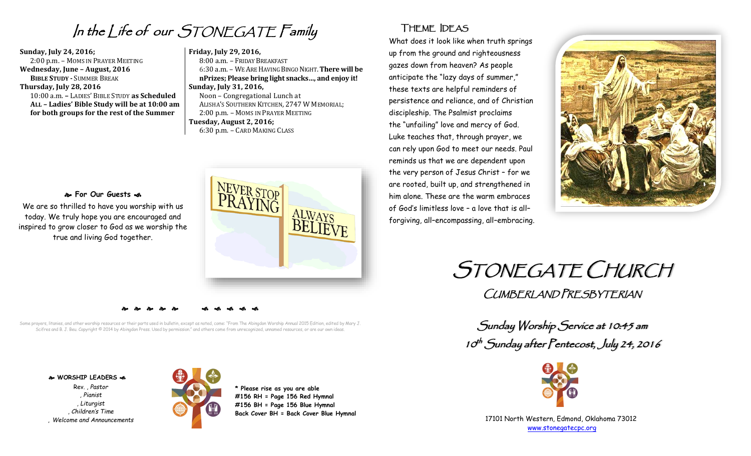# In the Life of our STONEGATE Family

**Sunday, July 24, 2016;**
2:00 p.m. – MOMS IN PRAYER MEETING
**Wednesday, June – August, 2016**
**BIBLE STUDY -** SUMMER BREAK
**Thursday, July 28, 2016**
10:00 a.m. **–** LADIES' BIBLE STUDY **as Scheduled**
**ALL – Ladies' Bible Study will be at 10:00 am for both groups for the rest of the Summer**

**Friday, July 29, 2016,**
8:00 a.m. – FRIDAY BREAKFAST
6:30 a.m. – WE ARE HAVING BINGO NIGHT. **There will be nPrizes; Please bring light snacks…, and enjoy it!**
**Sunday, July 31, 2016,**
Noon – Congregational Lunch at ALISHA'S SOUTHERN KITCHEN, 2747 W MEMORIAL;
2:00 p.m. – MOMS IN PRAYER MEETING
**Tuesday, August 2, 2016;**
6:30 p.m. – CARD MAKING CLASS

**For Our Guests**

We are so thrilled to have you worship with us today. We truly hope you are encouraged and inspired to grow closer to God as we worship the true and living God together.

NEVER STOP PRAYING
ALWAYS BELIEVE

Some prayers, litanies, and other worship resources or their parts used in bulletin, except as noted, come: "From The Abingdon Worship Annual 2015 Edition, edited by Mary J. Scifres and B. J. Beu. Copyright © 2014 by Abingdon Press. Used by permission." and others come from unrecognized, unnamed resources, or are our own ideas.

**WORSHIP LEADERS**

Rev. , *Pastor*
, *Pianist*
, *Liturgist*
, *Children's Time*
, *Welcome and Announcements*

**\* Please rise as you are able**
**#156 RH = Page 156 Red Hymnal**
**#156 BH = Page 156 Blue Hymnal**
**Back Cover BH = Back Cover Blue Hymnal**

## THEME IDEAS

What does it look like when truth springs up from the ground and righteousness gazes down from heaven? As people anticipate the "lazy days of summer," these texts are helpful reminders of persistence and reliance, and of Christian discipleship. The Psalmist proclaims the "unfailing" love and mercy of God. Luke teaches that, through prayer, we can rely upon God to meet our needs. Paul reminds us that we are dependent upon the very person of Jesus Christ – for we are rooted, built up, and strengthened in him alone. These are the warm embraces of God's limitless love – a love that is all-forgiving, all-encompassing, all-embracing.

# STONEGATE CHURCH

## CUMBERLAND PRESBYTERIAN

### Sunday Worship Service at 10:45 am

### 10th Sunday after Pentecost, July 24, 2016

17101 North Western, Edmond, Oklahoma 73012
www.stonegatecpc.org